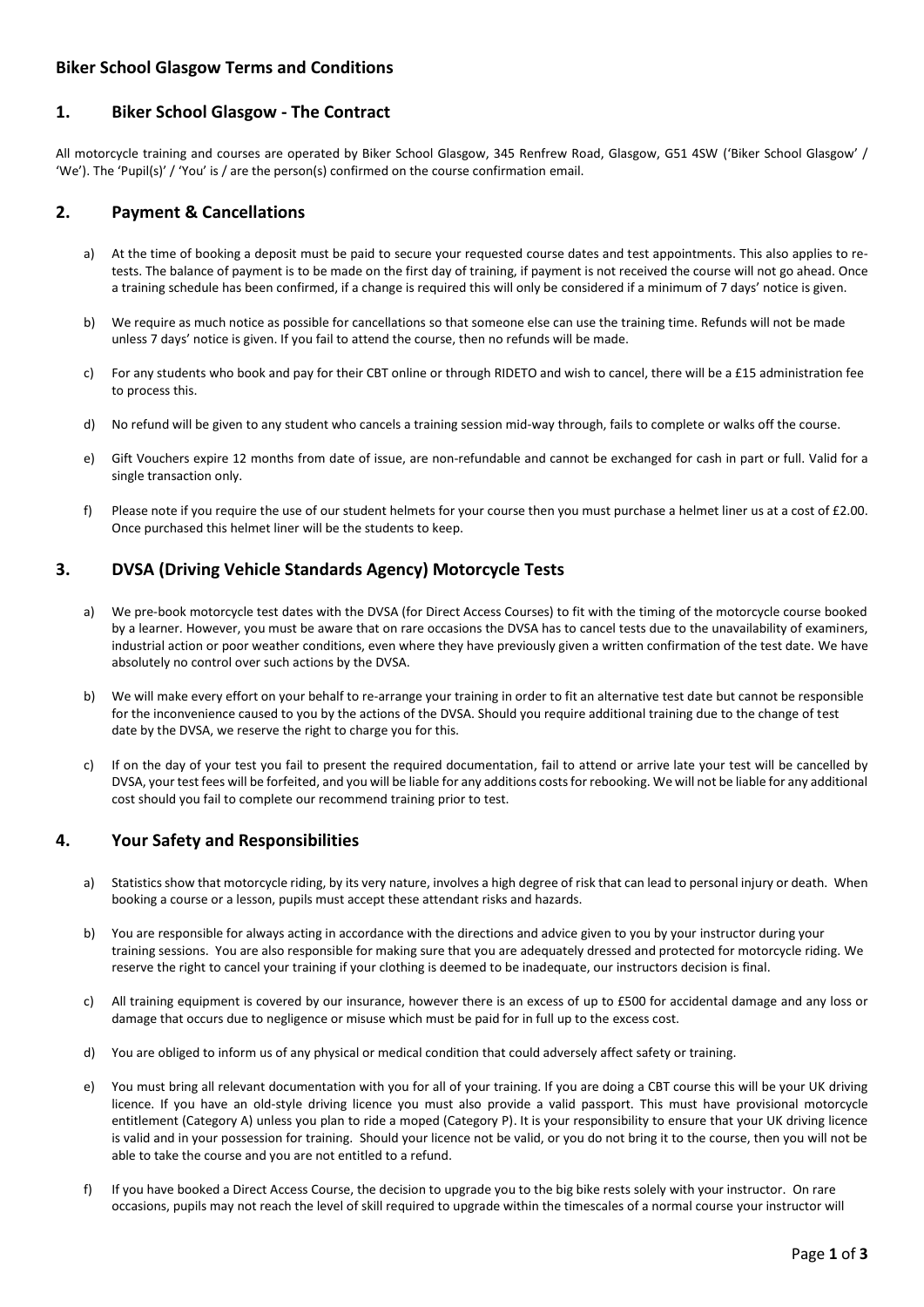# Biker School Glasgow Terms and Conditions

## 1. Biker School Glasgow - The Contract

All motorcycle training and courses are operated by Biker School Glasgow, 345 Renfrew Road, Glasgow, G51 4SW ('Biker School Glasgow' / 'We'). The 'Pupil(s)' / 'You' is / are the person(s) confirmed on the course confirmation email.

## 2. Payment & Cancellations

a) At the time of booking a deposit must be paid to secure your requested course dates and test appointments. This also applies to re-tests. The balance of payment is to be made on the first day of training, if payment is not received the course will not go ahead. Once a training schedule has been confirmed, if a change is required this will only be considered if a minimum of 7 days' notice is given.

b) We require as much notice as possible for cancellations so that someone else can use the training time. Refunds will not be made unless 7 days' notice is given. If you fail to attend the course, then no refunds will be made.

c) For any students who book and pay for their CBT online or through RIDETO and wish to cancel, there will be a £15 administration fee to process this.

d) No refund will be given to any student who cancels a training session mid-way through, fails to complete or walks off the course.

e) Gift Vouchers expire 12 months from date of issue, are non-refundable and cannot be exchanged for cash in part or full. Valid for a single transaction only.

f) Please note if you require the use of our student helmets for your course then you must purchase a helmet liner us at a cost of £2.00. Once purchased this helmet liner will be the students to keep.

## 3. DVSA (Driving Vehicle Standards Agency) Motorcycle Tests

a) We pre-book motorcycle test dates with the DVSA (for Direct Access Courses) to fit with the timing of the motorcycle course booked by a learner. However, you must be aware that on rare occasions the DVSA has to cancel tests due to the unavailability of examiners, industrial action or poor weather conditions, even where they have previously given a written confirmation of the test date. We have absolutely no control over such actions by the DVSA.

b) We will make every effort on your behalf to re-arrange your training in order to fit an alternative test date but cannot be responsible for the inconvenience caused to you by the actions of the DVSA. Should you require additional training due to the change of test date by the DVSA, we reserve the right to charge you for this.

c) If on the day of your test you fail to present the required documentation, fail to attend or arrive late your test will be cancelled by DVSA, your test fees will be forfeited, and you will be liable for any additions costs for rebooking. We will not be liable for any additional cost should you fail to complete our recommend training prior to test.

## 4. Your Safety and Responsibilities

a) Statistics show that motorcycle riding, by its very nature, involves a high degree of risk that can lead to personal injury or death. When booking a course or a lesson, pupils must accept these attendant risks and hazards.

b) You are responsible for always acting in accordance with the directions and advice given to you by your instructor during your training sessions. You are also responsible for making sure that you are adequately dressed and protected for motorcycle riding. We reserve the right to cancel your training if your clothing is deemed to be inadequate, our instructors decision is final.

c) All training equipment is covered by our insurance, however there is an excess of up to £500 for accidental damage and any loss or damage that occurs due to negligence or misuse which must be paid for in full up to the excess cost.

d) You are obliged to inform us of any physical or medical condition that could adversely affect safety or training.

e) You must bring all relevant documentation with you for all of your training. If you are doing a CBT course this will be your UK driving licence. If you have an old-style driving licence you must also provide a valid passport. This must have provisional motorcycle entitlement (Category A) unless you plan to ride a moped (Category P). It is your responsibility to ensure that your UK driving licence is valid and in your possession for training. Should your licence not be valid, or you do not bring it to the course, then you will not be able to take the course and you are not entitled to a refund.

f) If you have booked a Direct Access Course, the decision to upgrade you to the big bike rests solely with your instructor. On rare occasions, pupils may not reach the level of skill required to upgrade within the timescales of a normal course your instructor will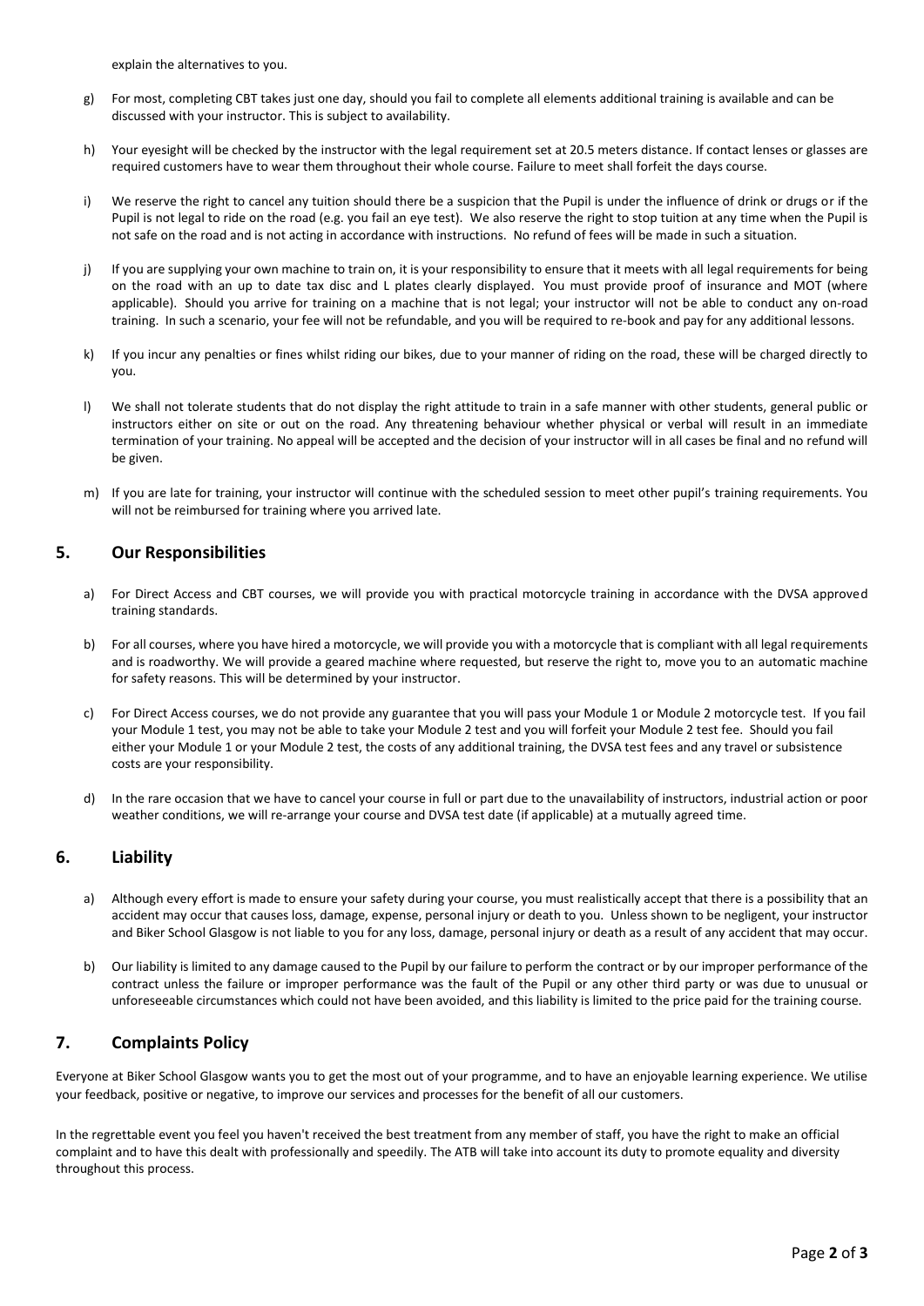explain the alternatives to you.

g) For most, completing CBT takes just one day, should you fail to complete all elements additional training is available and can be discussed with your instructor. This is subject to availability.

h) Your eyesight will be checked by the instructor with the legal requirement set at 20.5 meters distance. If contact lenses or glasses are required customers have to wear them throughout their whole course. Failure to meet shall forfeit the days course.

i) We reserve the right to cancel any tuition should there be a suspicion that the Pupil is under the influence of drink or drugs or if the Pupil is not legal to ride on the road (e.g. you fail an eye test). We also reserve the right to stop tuition at any time when the Pupil is not safe on the road and is not acting in accordance with instructions. No refund of fees will be made in such a situation.

j) If you are supplying your own machine to train on, it is your responsibility to ensure that it meets with all legal requirements for being on the road with an up to date tax disc and L plates clearly displayed. You must provide proof of insurance and MOT (where applicable). Should you arrive for training on a machine that is not legal; your instructor will not be able to conduct any on-road training. In such a scenario, your fee will not be refundable, and you will be required to re-book and pay for any additional lessons.

k) If you incur any penalties or fines whilst riding our bikes, due to your manner of riding on the road, these will be charged directly to you.

l) We shall not tolerate students that do not display the right attitude to train in a safe manner with other students, general public or instructors either on site or out on the road. Any threatening behaviour whether physical or verbal will result in an immediate termination of your training. No appeal will be accepted and the decision of your instructor will in all cases be final and no refund will be given.

m) If you are late for training, your instructor will continue with the scheduled session to meet other pupil's training requirements. You will not be reimbursed for training where you arrived late.

## 5. Our Responsibilities

a) For Direct Access and CBT courses, we will provide you with practical motorcycle training in accordance with the DVSA approved training standards.

b) For all courses, where you have hired a motorcycle, we will provide you with a motorcycle that is compliant with all legal requirements and is roadworthy. We will provide a geared machine where requested, but reserve the right to, move you to an automatic machine for safety reasons. This will be determined by your instructor.

c) For Direct Access courses, we do not provide any guarantee that you will pass your Module 1 or Module 2 motorcycle test. If you fail your Module 1 test, you may not be able to take your Module 2 test and you will forfeit your Module 2 test fee. Should you fail either your Module 1 or your Module 2 test, the costs of any additional training, the DVSA test fees and any travel or subsistence costs are your responsibility.

d) In the rare occasion that we have to cancel your course in full or part due to the unavailability of instructors, industrial action or poor weather conditions, we will re-arrange your course and DVSA test date (if applicable) at a mutually agreed time.

## 6. Liability

a) Although every effort is made to ensure your safety during your course, you must realistically accept that there is a possibility that an accident may occur that causes loss, damage, expense, personal injury or death to you. Unless shown to be negligent, your instructor and Biker School Glasgow is not liable to you for any loss, damage, personal injury or death as a result of any accident that may occur.

b) Our liability is limited to any damage caused to the Pupil by our failure to perform the contract or by our improper performance of the contract unless the failure or improper performance was the fault of the Pupil or any other third party or was due to unusual or unforeseeable circumstances which could not have been avoided, and this liability is limited to the price paid for the training course.

## 7. Complaints Policy

Everyone at Biker School Glasgow wants you to get the most out of your programme, and to have an enjoyable learning experience. We utilise your feedback, positive or negative, to improve our services and processes for the benefit of all our customers.

In the regrettable event you feel you haven't received the best treatment from any member of staff, you have the right to make an official complaint and to have this dealt with professionally and speedily. The ATB will take into account its duty to promote equality and diversity throughout this process.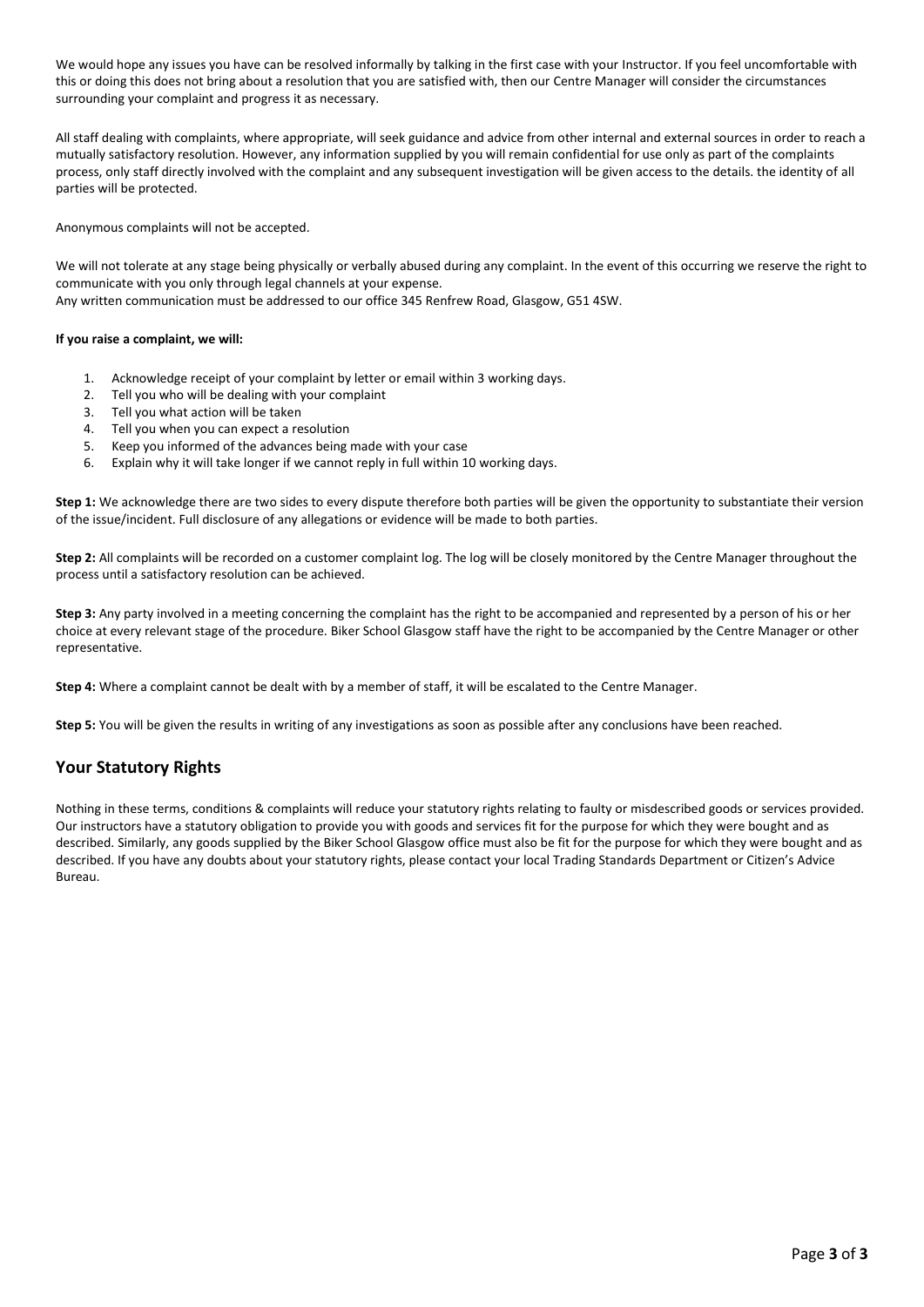We would hope any issues you have can be resolved informally by talking in the first case with your Instructor. If you feel uncomfortable with this or doing this does not bring about a resolution that you are satisfied with, then our Centre Manager will consider the circumstances surrounding your complaint and progress it as necessary.

All staff dealing with complaints, where appropriate, will seek guidance and advice from other internal and external sources in order to reach a mutually satisfactory resolution. However, any information supplied by you will remain confidential for use only as part of the complaints process, only staff directly involved with the complaint and any subsequent investigation will be given access to the details. the identity of all parties will be protected.

Anonymous complaints will not be accepted.

We will not tolerate at any stage being physically or verbally abused during any complaint. In the event of this occurring we reserve the right to communicate with you only through legal channels at your expense.
Any written communication must be addressed to our office 345 Renfrew Road, Glasgow, G51 4SW.

**If you raise a complaint, we will:**

1. Acknowledge receipt of your complaint by letter or email within 3 working days.
2. Tell you who will be dealing with your complaint
3. Tell you what action will be taken
4. Tell you when you can expect a resolution
5. Keep you informed of the advances being made with your case
6. Explain why it will take longer if we cannot reply in full within 10 working days.

**Step 1:** We acknowledge there are two sides to every dispute therefore both parties will be given the opportunity to substantiate their version of the issue/incident. Full disclosure of any allegations or evidence will be made to both parties.

**Step 2:** All complaints will be recorded on a customer complaint log. The log will be closely monitored by the Centre Manager throughout the process until a satisfactory resolution can be achieved.

**Step 3:** Any party involved in a meeting concerning the complaint has the right to be accompanied and represented by a person of his or her choice at every relevant stage of the procedure. Biker School Glasgow staff have the right to be accompanied by the Centre Manager or other representative.

**Step 4:** Where a complaint cannot be dealt with by a member of staff, it will be escalated to the Centre Manager.

**Step 5:** You will be given the results in writing of any investigations as soon as possible after any conclusions have been reached.

## Your Statutory Rights

Nothing in these terms, conditions & complaints will reduce your statutory rights relating to faulty or misdescribed goods or services provided. Our instructors have a statutory obligation to provide you with goods and services fit for the purpose for which they were bought and as described. Similarly, any goods supplied by the Biker School Glasgow office must also be fit for the purpose for which they were bought and as described. If you have any doubts about your statutory rights, please contact your local Trading Standards Department or Citizen's Advice Bureau.